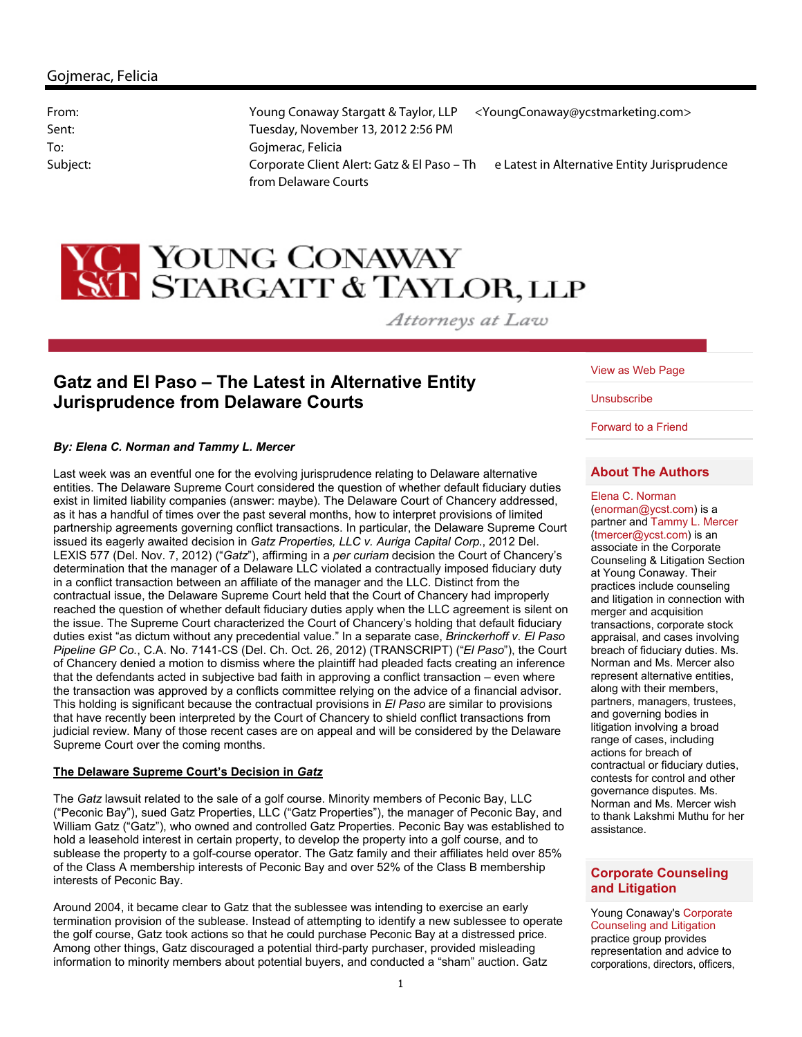## Gojmerac, Felicia

| | |
|---|---|
| From: | Young Conaway Stargatt & Taylor, LLP <YoungConaway@ycstmarketing.com> |
| Sent: | Tuesday, November 13, 2012 2:56 PM |
| To: | Gojmerac, Felicia |
| Subject: | Corporate Client Alert: Gatz & El Paso – The Latest in Alternative Entity Jurisprudence from Delaware Courts |

YOUNG CONAWAY STARGATT & TAYLOR, LLP

*Attorneys at Law*

View as Web Page

Unsubscribe

Forward to a Friend

# Gatz and El Paso – The Latest in Alternative Entity Jurisprudence from Delaware Courts

***By: Elena C. Norman and Tammy L. Mercer***

Last week was an eventful one for the evolving jurisprudence relating to Delaware alternative entities. The Delaware Supreme Court considered the question of whether default fiduciary duties exist in limited liability companies (answer: maybe). The Delaware Court of Chancery addressed, as it has a handful of times over the past several months, how to interpret provisions of limited partnership agreements governing conflict transactions. In particular, the Delaware Supreme Court issued its eagerly awaited decision in *Gatz Properties, LLC v. Auriga Capital Corp.*, 2012 Del. LEXIS 577 (Del. Nov. 7, 2012) ("*Gatz*"), affirming in a *per curiam* decision the Court of Chancery's determination that the manager of a Delaware LLC violated a contractually imposed fiduciary duty in a conflict transaction between an affiliate of the manager and the LLC. Distinct from the contractual issue, the Delaware Supreme Court held that the Court of Chancery had improperly reached the question of whether default fiduciary duties apply when the LLC agreement is silent on the issue. The Supreme Court characterized the Court of Chancery's holding that default fiduciary duties exist "as dictum without any precedential value." In a separate case, *Brinckerhoff v. El Paso Pipeline GP Co.*, C.A. No. 7141-CS (Del. Ch. Oct. 26, 2012) (TRANSCRIPT) ("*El Paso*"), the Court of Chancery denied a motion to dismiss where the plaintiff had pleaded facts creating an inference that the defendants acted in subjective bad faith in approving a conflict transaction – even where the transaction was approved by a conflicts committee relying on the advice of a financial advisor. This holding is significant because the contractual provisions in *El Paso* are similar to provisions that have recently been interpreted by the Court of Chancery to shield conflict transactions from judicial review. Many of those recent cases are on appeal and will be considered by the Delaware Supreme Court over the coming months.

**The Delaware Supreme Court's Decision in *Gatz***

The *Gatz* lawsuit related to the sale of a golf course. Minority members of Peconic Bay, LLC ("Peconic Bay"), sued Gatz Properties, LLC ("Gatz Properties"), the manager of Peconic Bay, and William Gatz ("Gatz"), who owned and controlled Gatz Properties. Peconic Bay was established to hold a leasehold interest in certain property, to develop the property into a golf course, and to sublease the property to a golf-course operator. The Gatz family and their affiliates held over 85% of the Class A membership interests of Peconic Bay and over 52% of the Class B membership interests of Peconic Bay.

Around 2004, it became clear to Gatz that the sublessee was intending to exercise an early termination provision of the sublease. Instead of attempting to identify a new sublessee to operate the golf course, Gatz took actions so that he could purchase Peconic Bay at a distressed price. Among other things, Gatz discouraged a potential third-party purchaser, provided misleading information to minority members about potential buyers, and conducted a "sham" auction. Gatz

## About The Authors

Elena C. Norman (enorman@ycst.com) is a partner and Tammy L. Mercer (tmercer@ycst.com) is an associate in the Corporate Counseling & Litigation Section at Young Conaway. Their practices include counseling and litigation in connection with merger and acquisition transactions, corporate stock appraisal, and cases involving breach of fiduciary duties. Ms. Norman and Ms. Mercer also represent alternative entities, along with their members, partners, managers, trustees, and governing bodies in litigation involving a broad range of cases, including actions for breach of contractual or fiduciary duties, contests for control and other governance disputes. Ms. Norman and Ms. Mercer wish to thank Lakshmi Muthu for her assistance.

## Corporate Counseling and Litigation

Young Conaway's Corporate Counseling and Litigation practice group provides representation and advice to corporations, directors, officers,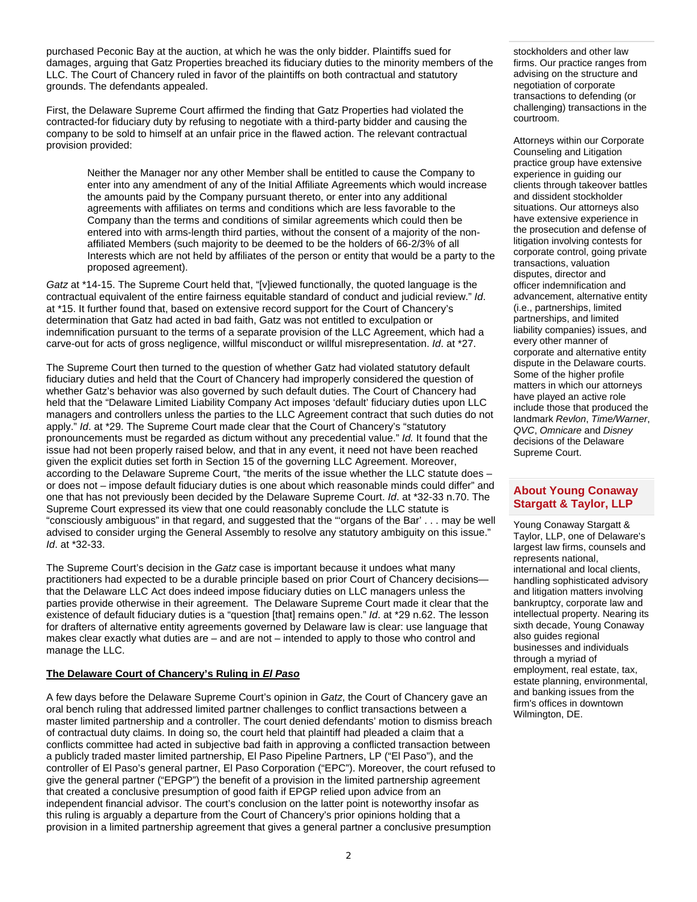purchased Peconic Bay at the auction, at which he was the only bidder. Plaintiffs sued for damages, arguing that Gatz Properties breached its fiduciary duties to the minority members of the LLC. The Court of Chancery ruled in favor of the plaintiffs on both contractual and statutory grounds. The defendants appealed.

First, the Delaware Supreme Court affirmed the finding that Gatz Properties had violated the contracted-for fiduciary duty by refusing to negotiate with a third-party bidder and causing the company to be sold to himself at an unfair price in the flawed action. The relevant contractual provision provided:

> Neither the Manager nor any other Member shall be entitled to cause the Company to enter into any amendment of any of the Initial Affiliate Agreements which would increase the amounts paid by the Company pursuant thereto, or enter into any additional agreements with affiliates on terms and conditions which are less favorable to the Company than the terms and conditions of similar agreements which could then be entered into with arms-length third parties, without the consent of a majority of the non-affiliated Members (such majority to be deemed to be the holders of 66-2/3% of all Interests which are not held by affiliates of the person or entity that would be a party to the proposed agreement).

*Gatz* at *14-15. The Supreme Court held that, "[v]iewed functionally, the quoted language is the contractual equivalent of the entire fairness equitable standard of conduct and judicial review." *Id*. at *15. It further found that, based on extensive record support for the Court of Chancery's determination that Gatz had acted in bad faith, Gatz was not entitled to exculpation or indemnification pursuant to the terms of a separate provision of the LLC Agreement, which had a carve-out for acts of gross negligence, willful misconduct or willful misrepresentation. *Id*. at *27.

The Supreme Court then turned to the question of whether Gatz had violated statutory default fiduciary duties and held that the Court of Chancery had improperly considered the question of whether Gatz's behavior was also governed by such default duties. The Court of Chancery had held that the "Delaware Limited Liability Company Act imposes 'default' fiduciary duties upon LLC managers and controllers unless the parties to the LLC Agreement contract that such duties do not apply." *Id*. at *29. The Supreme Court made clear that the Court of Chancery's "statutory pronouncements must be regarded as dictum without any precedential value." *Id.* It found that the issue had not been properly raised below, and that in any event, it need not have been reached given the explicit duties set forth in Section 15 of the governing LLC Agreement. Moreover, according to the Delaware Supreme Court, "the merits of the issue whether the LLC statute does – or does not – impose default fiduciary duties is one about which reasonable minds could differ" and one that has not previously been decided by the Delaware Supreme Court. *Id*. at *32-33 n.70. The Supreme Court expressed its view that one could reasonably conclude the LLC statute is "consciously ambiguous" in that regard, and suggested that the "'organs of the Bar' . . . may be well advised to consider urging the General Assembly to resolve any statutory ambiguity on this issue." *Id*. at *32-33.

The Supreme Court's decision in the *Gatz* case is important because it undoes what many practitioners had expected to be a durable principle based on prior Court of Chancery decisions—that the Delaware LLC Act does indeed impose fiduciary duties on LLC managers unless the parties provide otherwise in their agreement. The Delaware Supreme Court made it clear that the existence of default fiduciary duties is a "question [that] remains open." *Id*. at *29 n.62. The lesson for drafters of alternative entity agreements governed by Delaware law is clear: use language that makes clear exactly what duties are – and are not – intended to apply to those who control and manage the LLC.

**The Delaware Court of Chancery's Ruling in *El Paso***

A few days before the Delaware Supreme Court's opinion in *Gatz*, the Court of Chancery gave an oral bench ruling that addressed limited partner challenges to conflict transactions between a master limited partnership and a controller. The court denied defendants' motion to dismiss breach of contractual duty claims. In doing so, the court held that plaintiff had pleaded a claim that a conflicts committee had acted in subjective bad faith in approving a conflicted transaction between a publicly traded master limited partnership, El Paso Pipeline Partners, LP ("El Paso"), and the controller of El Paso's general partner, El Paso Corporation ("EPC"). Moreover, the court refused to give the general partner ("EPGP") the benefit of a provision in the limited partnership agreement that created a conclusive presumption of good faith if EPGP relied upon advice from an independent financial advisor. The court's conclusion on the latter point is noteworthy insofar as this ruling is arguably a departure from the Court of Chancery's prior opinions holding that a provision in a limited partnership agreement that gives a general partner a conclusive presumption

stockholders and other law firms. Our practice ranges from advising on the structure and negotiation of corporate transactions to defending (or challenging) transactions in the courtroom.

Attorneys within our Corporate Counseling and Litigation practice group have extensive experience in guiding our clients through takeover battles and dissident stockholder situations. Our attorneys also have extensive experience in the prosecution and defense of litigation involving contests for corporate control, going private transactions, valuation disputes, director and officer indemnification and advancement, alternative entity (i.e., partnerships, limited partnerships, and limited liability companies) issues, and every other manner of corporate and alternative entity dispute in the Delaware courts. Some of the higher profile matters in which our attorneys have played an active role include those that produced the landmark *Revlon*, *Time/Warner*, *QVC*, *Omnicare* and *Disney* decisions of the Delaware Supreme Court.

## About Young Conaway Stargatt & Taylor, LLP

Young Conaway Stargatt & Taylor, LLP, one of Delaware's largest law firms, counsels and represents national, international and local clients, handling sophisticated advisory and litigation matters involving bankruptcy, corporate law and intellectual property. Nearing its sixth decade, Young Conaway also guides regional businesses and individuals through a myriad of employment, real estate, tax, estate planning, environmental, and banking issues from the firm's offices in downtown Wilmington, DE.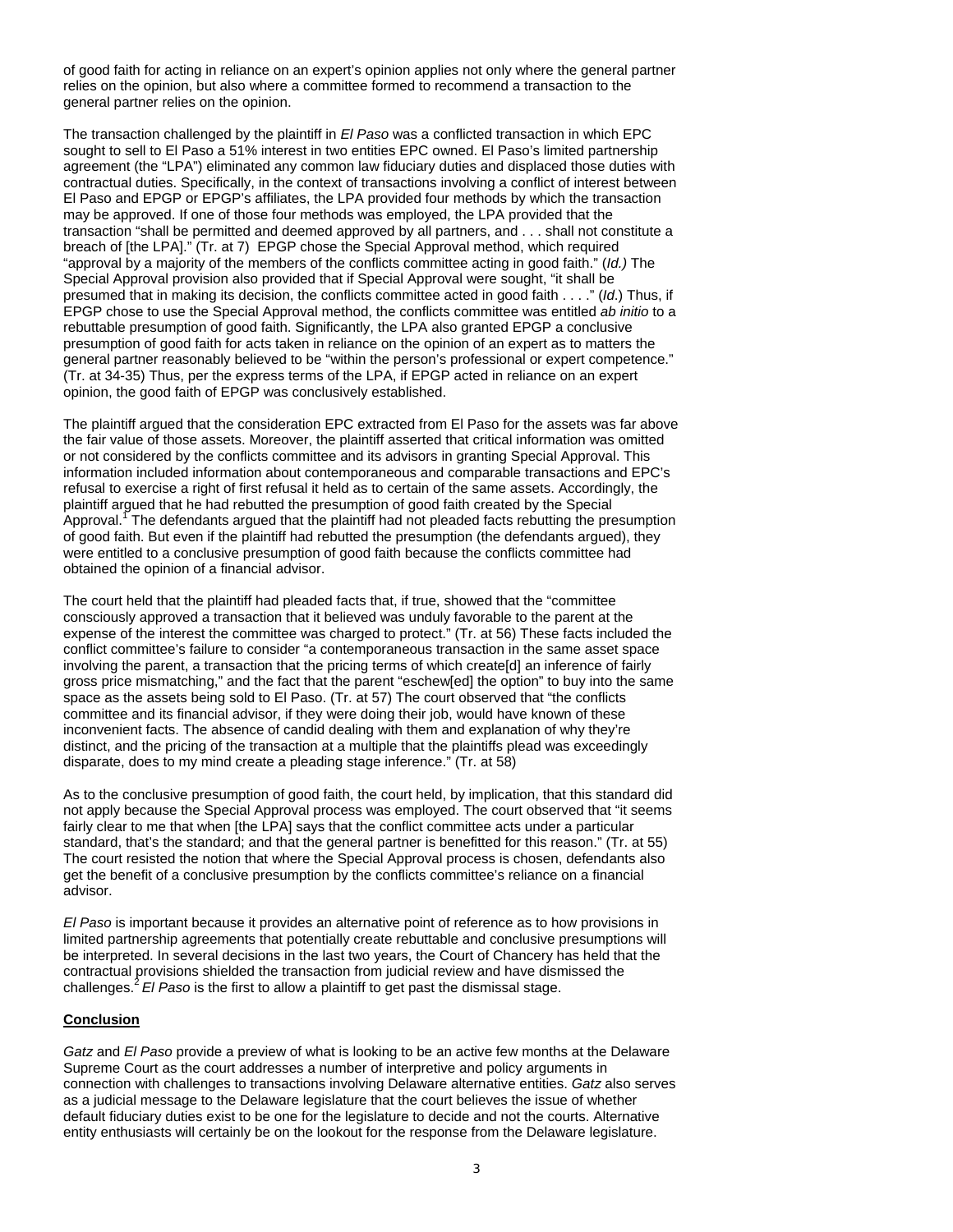of good faith for acting in reliance on an expert's opinion applies not only where the general partner relies on the opinion, but also where a committee formed to recommend a transaction to the general partner relies on the opinion.

The transaction challenged by the plaintiff in *El Paso* was a conflicted transaction in which EPC sought to sell to El Paso a 51% interest in two entities EPC owned. El Paso's limited partnership agreement (the "LPA") eliminated any common law fiduciary duties and displaced those duties with contractual duties. Specifically, in the context of transactions involving a conflict of interest between El Paso and EPGP or EPGP's affiliates, the LPA provided four methods by which the transaction may be approved. If one of those four methods was employed, the LPA provided that the transaction "shall be permitted and deemed approved by all partners, and . . . shall not constitute a breach of [the LPA]." (Tr. at 7) EPGP chose the Special Approval method, which required "approval by a majority of the members of the conflicts committee acting in good faith." (*Id.)* The Special Approval provision also provided that if Special Approval were sought, "it shall be presumed that in making its decision, the conflicts committee acted in good faith . . . ." (*Id*.) Thus, if EPGP chose to use the Special Approval method, the conflicts committee was entitled *ab initio* to a rebuttable presumption of good faith. Significantly, the LPA also granted EPGP a conclusive presumption of good faith for acts taken in reliance on the opinion of an expert as to matters the general partner reasonably believed to be "within the person's professional or expert competence." (Tr. at 34-35) Thus, per the express terms of the LPA, if EPGP acted in reliance on an expert opinion, the good faith of EPGP was conclusively established.

The plaintiff argued that the consideration EPC extracted from El Paso for the assets was far above the fair value of those assets. Moreover, the plaintiff asserted that critical information was omitted or not considered by the conflicts committee and its advisors in granting Special Approval. This information included information about contemporaneous and comparable transactions and EPC's refusal to exercise a right of first refusal it held as to certain of the same assets. Accordingly, the plaintiff argued that he had rebutted the presumption of good faith created by the Special Approval.[1] The defendants argued that the plaintiff had not pleaded facts rebutting the presumption of good faith. But even if the plaintiff had rebutted the presumption (the defendants argued), they were entitled to a conclusive presumption of good faith because the conflicts committee had obtained the opinion of a financial advisor.

The court held that the plaintiff had pleaded facts that, if true, showed that the "committee consciously approved a transaction that it believed was unduly favorable to the parent at the expense of the interest the committee was charged to protect." (Tr. at 56) These facts included the conflict committee's failure to consider "a contemporaneous transaction in the same asset space involving the parent, a transaction that the pricing terms of which create[d] an inference of fairly gross price mismatching," and the fact that the parent "eschew[ed] the option" to buy into the same space as the assets being sold to El Paso. (Tr. at 57) The court observed that "the conflicts committee and its financial advisor, if they were doing their job, would have known of these inconvenient facts. The absence of candid dealing with them and explanation of why they're distinct, and the pricing of the transaction at a multiple that the plaintiffs plead was exceedingly disparate, does to my mind create a pleading stage inference." (Tr. at 58)

As to the conclusive presumption of good faith, the court held, by implication, that this standard did not apply because the Special Approval process was employed. The court observed that "it seems fairly clear to me that when [the LPA] says that the conflict committee acts under a particular standard, that's the standard; and that the general partner is benefitted for this reason." (Tr. at 55) The court resisted the notion that where the Special Approval process is chosen, defendants also get the benefit of a conclusive presumption by the conflicts committee's reliance on a financial advisor.

*El Paso* is important because it provides an alternative point of reference as to how provisions in limited partnership agreements that potentially create rebuttable and conclusive presumptions will be interpreted. In several decisions in the last two years, the Court of Chancery has held that the contractual provisions shielded the transaction from judicial review and have dismissed the challenges.[2] *El Paso* is the first to allow a plaintiff to get past the dismissal stage.

**Conclusion**

*Gatz* and *El Paso* provide a preview of what is looking to be an active few months at the Delaware Supreme Court as the court addresses a number of interpretive and policy arguments in connection with challenges to transactions involving Delaware alternative entities. *Gatz* also serves as a judicial message to the Delaware legislature that the court believes the issue of whether default fiduciary duties exist to be one for the legislature to decide and not the courts. Alternative entity enthusiasts will certainly be on the lookout for the response from the Delaware legislature.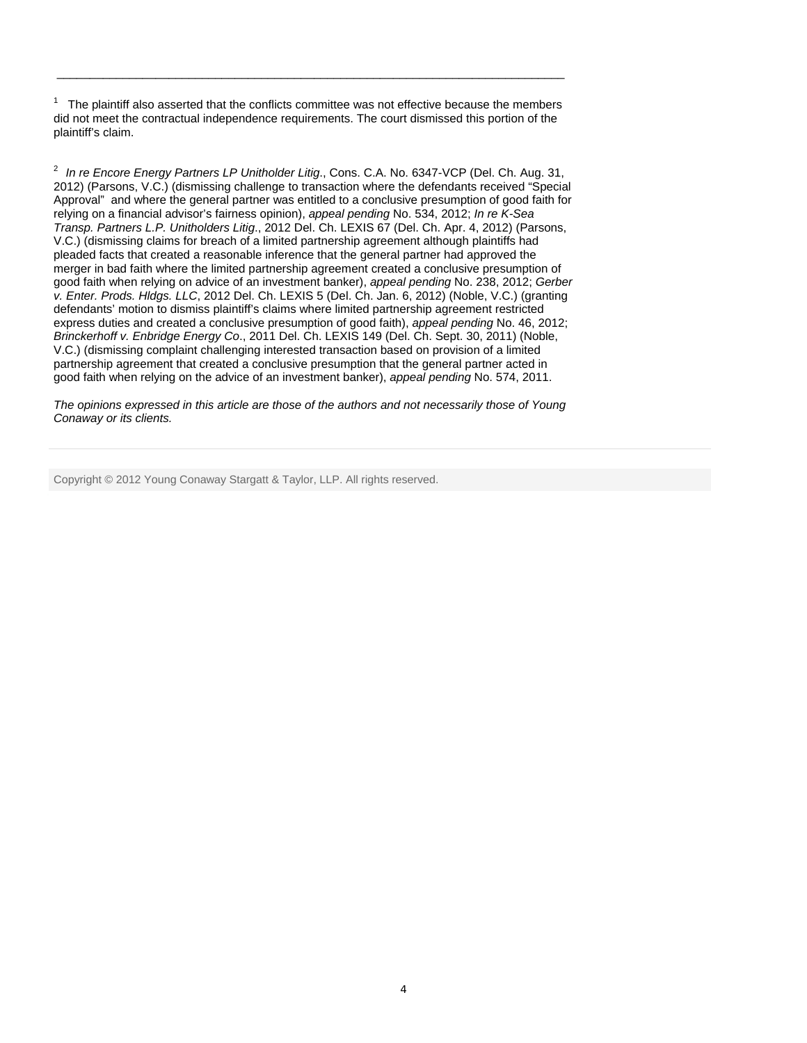---

[1] The plaintiff also asserted that the conflicts committee was not effective because the members did not meet the contractual independence requirements. The court dismissed this portion of the plaintiff's claim.

[2] *In re Encore Energy Partners LP Unitholder Litig*., Cons. C.A. No. 6347-VCP (Del. Ch. Aug. 31, 2012) (Parsons, V.C.) (dismissing challenge to transaction where the defendants received "Special Approval" and where the general partner was entitled to a conclusive presumption of good faith for relying on a financial advisor's fairness opinion), *appeal pending* No. 534, 2012; *In re K-Sea Transp. Partners L.P. Unitholders Litig*., 2012 Del. Ch. LEXIS 67 (Del. Ch. Apr. 4, 2012) (Parsons, V.C.) (dismissing claims for breach of a limited partnership agreement although plaintiffs had pleaded facts that created a reasonable inference that the general partner had approved the merger in bad faith where the limited partnership agreement created a conclusive presumption of good faith when relying on advice of an investment banker), *appeal pending* No. 238, 2012; *Gerber v. Enter. Prods. Hldgs. LLC*, 2012 Del. Ch. LEXIS 5 (Del. Ch. Jan. 6, 2012) (Noble, V.C.) (granting defendants' motion to dismiss plaintiff's claims where limited partnership agreement restricted express duties and created a conclusive presumption of good faith), *appeal pending* No. 46, 2012; *Brinckerhoff v. Enbridge Energy Co*., 2011 Del. Ch. LEXIS 149 (Del. Ch. Sept. 30, 2011) (Noble, V.C.) (dismissing complaint challenging interested transaction based on provision of a limited partnership agreement that created a conclusive presumption that the general partner acted in good faith when relying on the advice of an investment banker), *appeal pending* No. 574, 2011.

*The opinions expressed in this article are those of the authors and not necessarily those of Young Conaway or its clients.*

Copyright © 2012 Young Conaway Stargatt & Taylor, LLP. All rights reserved.